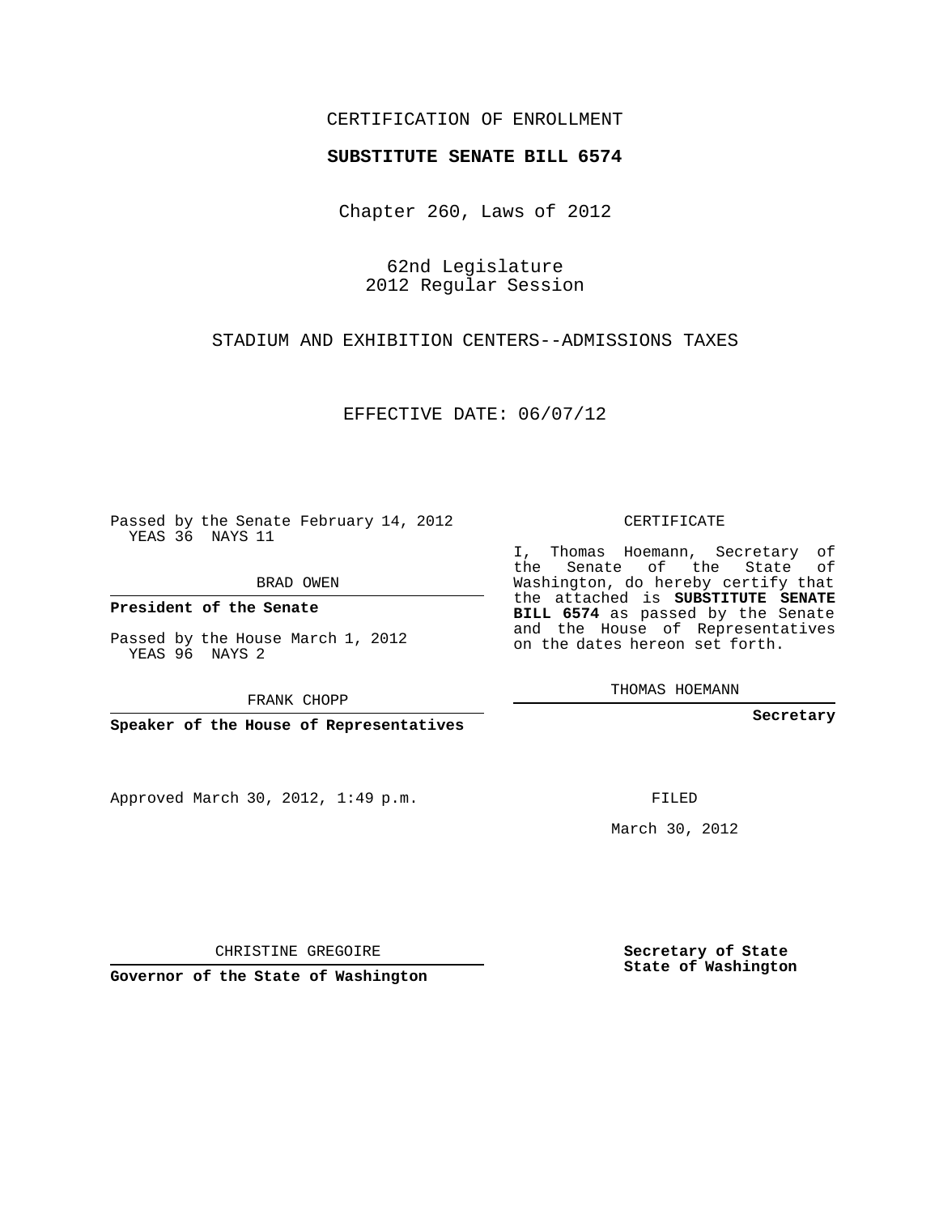CERTIFICATION OF ENROLLMENT

**SUBSTITUTE SENATE BILL 6574**

Chapter 260, Laws of 2012

62nd Legislature
2012 Regular Session

STADIUM AND EXHIBITION CENTERS--ADMISSIONS TAXES

EFFECTIVE DATE: 06/07/12

Passed by the Senate February 14, 2012
YEAS 36 NAYS 11

BRAD OWEN

**President of the Senate**

Passed by the House March 1, 2012
YEAS 96 NAYS 2

FRANK CHOPP

**Speaker of the House of Representatives**

CERTIFICATE

I, Thomas Hoemann, Secretary of the Senate of the State of Washington, do hereby certify that the attached is **SUBSTITUTE SENATE BILL 6574** as passed by the Senate and the House of Representatives on the dates hereon set forth.

THOMAS HOEMANN

**Secretary**

Approved March 30, 2012, 1:49 p.m.

FILED

March 30, 2012

CHRISTINE GREGOIRE

**Governor of the State of Washington**

**Secretary of State**
**State of Washington**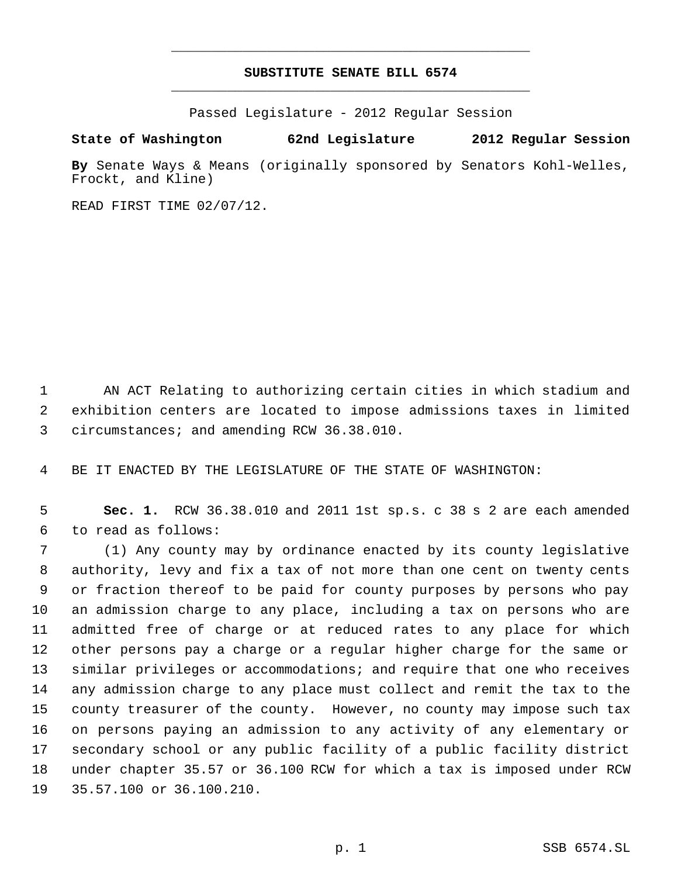**SUBSTITUTE SENATE BILL 6574**

Passed Legislature - 2012 Regular Session

**State of Washington 62nd Legislature 2012 Regular Session**

**By** Senate Ways & Means (originally sponsored by Senators Kohl-Welles, Frockt, and Kline)

READ FIRST TIME 02/07/12.

AN ACT Relating to authorizing certain cities in which stadium and exhibition centers are located to impose admissions taxes in limited circumstances; and amending RCW 36.38.010.

BE IT ENACTED BY THE LEGISLATURE OF THE STATE OF WASHINGTON:

**Sec. 1.** RCW 36.38.010 and 2011 1st sp.s. c 38 s 2 are each amended to read as follows:

(1) Any county may by ordinance enacted by its county legislative authority, levy and fix a tax of not more than one cent on twenty cents or fraction thereof to be paid for county purposes by persons who pay an admission charge to any place, including a tax on persons who are admitted free of charge or at reduced rates to any place for which other persons pay a charge or a regular higher charge for the same or similar privileges or accommodations; and require that one who receives any admission charge to any place must collect and remit the tax to the county treasurer of the county. However, no county may impose such tax on persons paying an admission to any activity of any elementary or secondary school or any public facility of a public facility district under chapter 35.57 or 36.100 RCW for which a tax is imposed under RCW 35.57.100 or 36.100.210.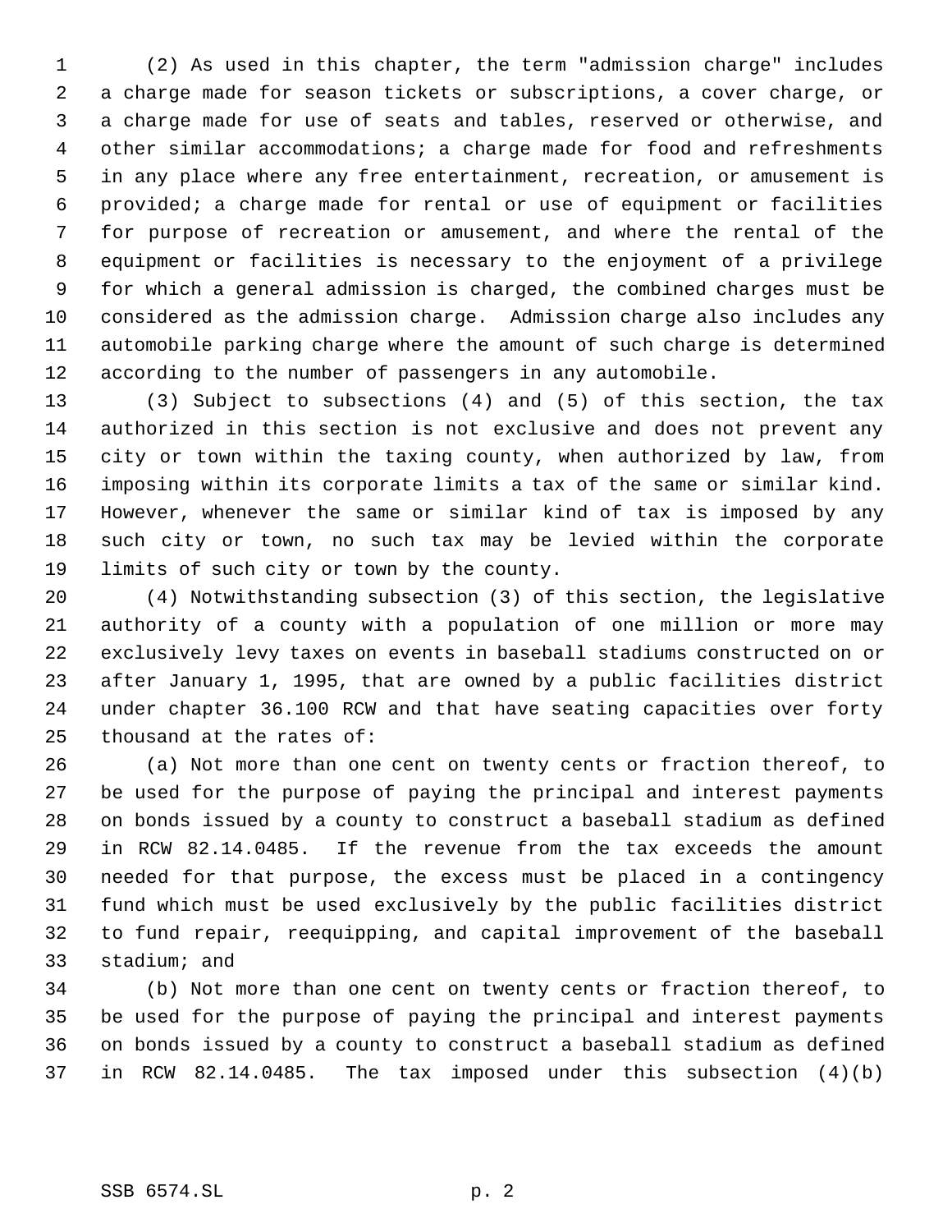(2) As used in this chapter, the term "admission charge" includes a charge made for season tickets or subscriptions, a cover charge, or a charge made for use of seats and tables, reserved or otherwise, and other similar accommodations; a charge made for food and refreshments in any place where any free entertainment, recreation, or amusement is provided; a charge made for rental or use of equipment or facilities for purpose of recreation or amusement, and where the rental of the equipment or facilities is necessary to the enjoyment of a privilege for which a general admission is charged, the combined charges must be considered as the admission charge. Admission charge also includes any automobile parking charge where the amount of such charge is determined according to the number of passengers in any automobile.

(3) Subject to subsections (4) and (5) of this section, the tax authorized in this section is not exclusive and does not prevent any city or town within the taxing county, when authorized by law, from imposing within its corporate limits a tax of the same or similar kind. However, whenever the same or similar kind of tax is imposed by any such city or town, no such tax may be levied within the corporate limits of such city or town by the county.

(4) Notwithstanding subsection (3) of this section, the legislative authority of a county with a population of one million or more may exclusively levy taxes on events in baseball stadiums constructed on or after January 1, 1995, that are owned by a public facilities district under chapter 36.100 RCW and that have seating capacities over forty thousand at the rates of:

(a) Not more than one cent on twenty cents or fraction thereof, to be used for the purpose of paying the principal and interest payments on bonds issued by a county to construct a baseball stadium as defined in RCW 82.14.0485. If the revenue from the tax exceeds the amount needed for that purpose, the excess must be placed in a contingency fund which must be used exclusively by the public facilities district to fund repair, reequipping, and capital improvement of the baseball stadium; and

(b) Not more than one cent on twenty cents or fraction thereof, to be used for the purpose of paying the principal and interest payments on bonds issued by a county to construct a baseball stadium as defined in RCW 82.14.0485. The tax imposed under this subsection (4)(b)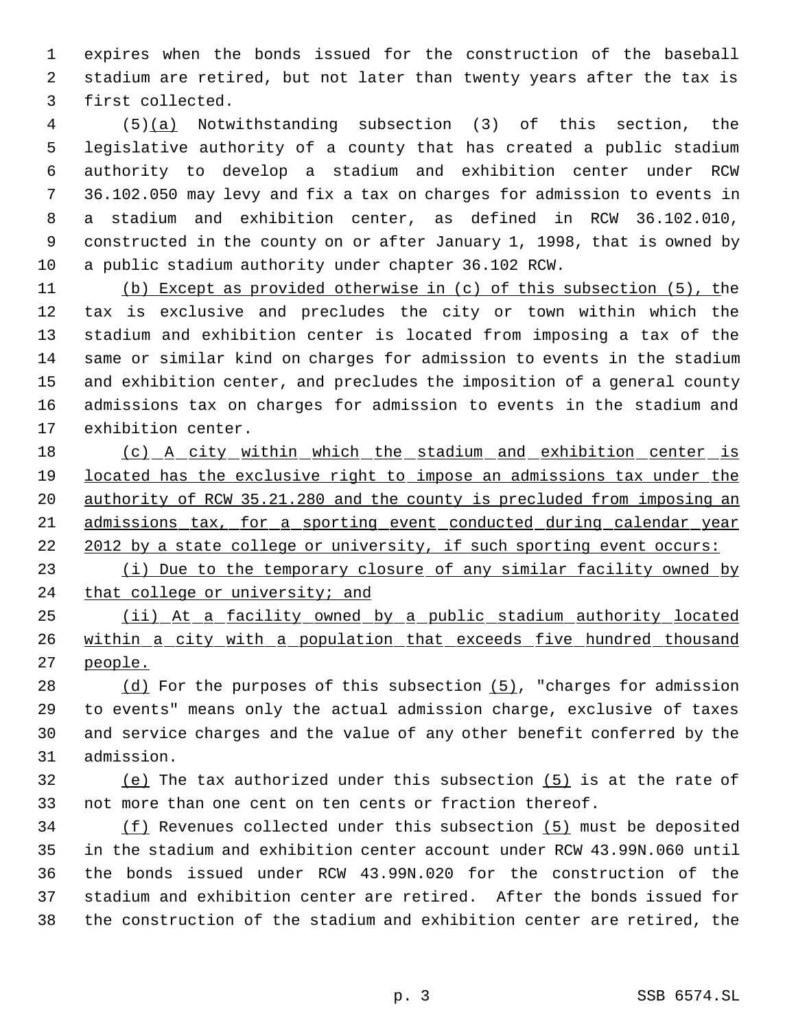expires when the bonds issued for the construction of the baseball stadium are retired, but not later than twenty years after the tax is first collected.

(5)(a) Notwithstanding subsection (3) of this section, the legislative authority of a county that has created a public stadium authority to develop a stadium and exhibition center under RCW 36.102.050 may levy and fix a tax on charges for admission to events in a stadium and exhibition center, as defined in RCW 36.102.010, constructed in the county on or after January 1, 1998, that is owned by a public stadium authority under chapter 36.102 RCW.

(b) Except as provided otherwise in (c) of this subsection (5), the tax is exclusive and precludes the city or town within which the stadium and exhibition center is located from imposing a tax of the same or similar kind on charges for admission to events in the stadium and exhibition center, and precludes the imposition of a general county admissions tax on charges for admission to events in the stadium and exhibition center.

(c) A city within which the stadium and exhibition center is located has the exclusive right to impose an admissions tax under the authority of RCW 35.21.280 and the county is precluded from imposing an admissions tax, for a sporting event conducted during calendar year 2012 by a state college or university, if such sporting event occurs:

(i) Due to the temporary closure of any similar facility owned by that college or university; and

(ii) At a facility owned by a public stadium authority located within a city with a population that exceeds five hundred thousand people.

(d) For the purposes of this subsection (5), "charges for admission to events" means only the actual admission charge, exclusive of taxes and service charges and the value of any other benefit conferred by the admission.

(e) The tax authorized under this subsection (5) is at the rate of not more than one cent on ten cents or fraction thereof.

(f) Revenues collected under this subsection (5) must be deposited in the stadium and exhibition center account under RCW 43.99N.060 until the bonds issued under RCW 43.99N.020 for the construction of the stadium and exhibition center are retired. After the bonds issued for the construction of the stadium and exhibition center are retired, the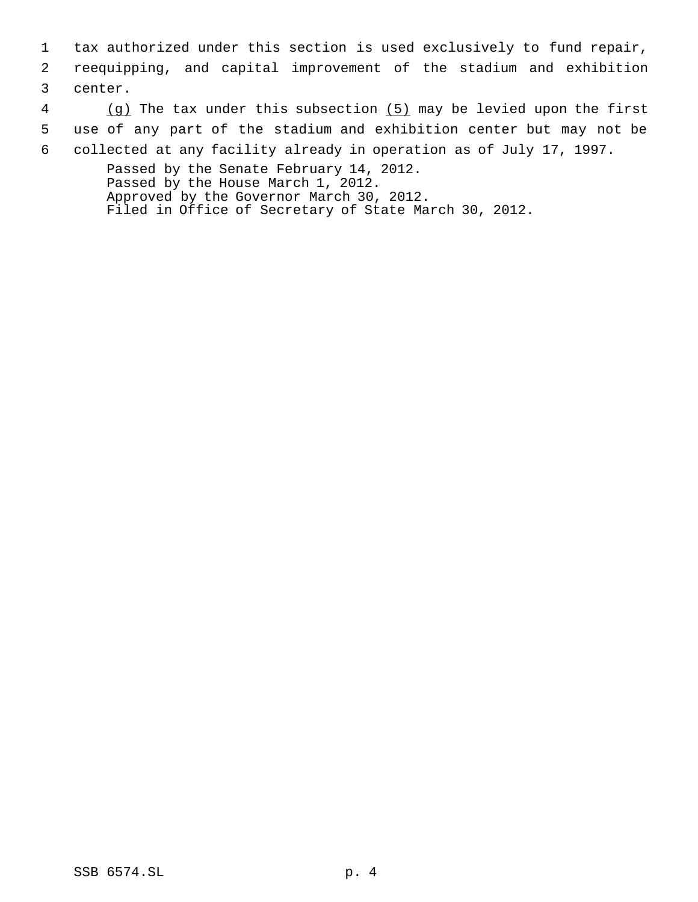tax authorized under this section is used exclusively to fund repair, reequipping, and capital improvement of the stadium and exhibition center.

(g) The tax under this subsection (5) may be levied upon the first use of any part of the stadium and exhibition center but may not be collected at any facility already in operation as of July 17, 1997.

Passed by the Senate February 14, 2012.
Passed by the House March 1, 2012.
Approved by the Governor March 30, 2012.
Filed in Office of Secretary of State March 30, 2012.